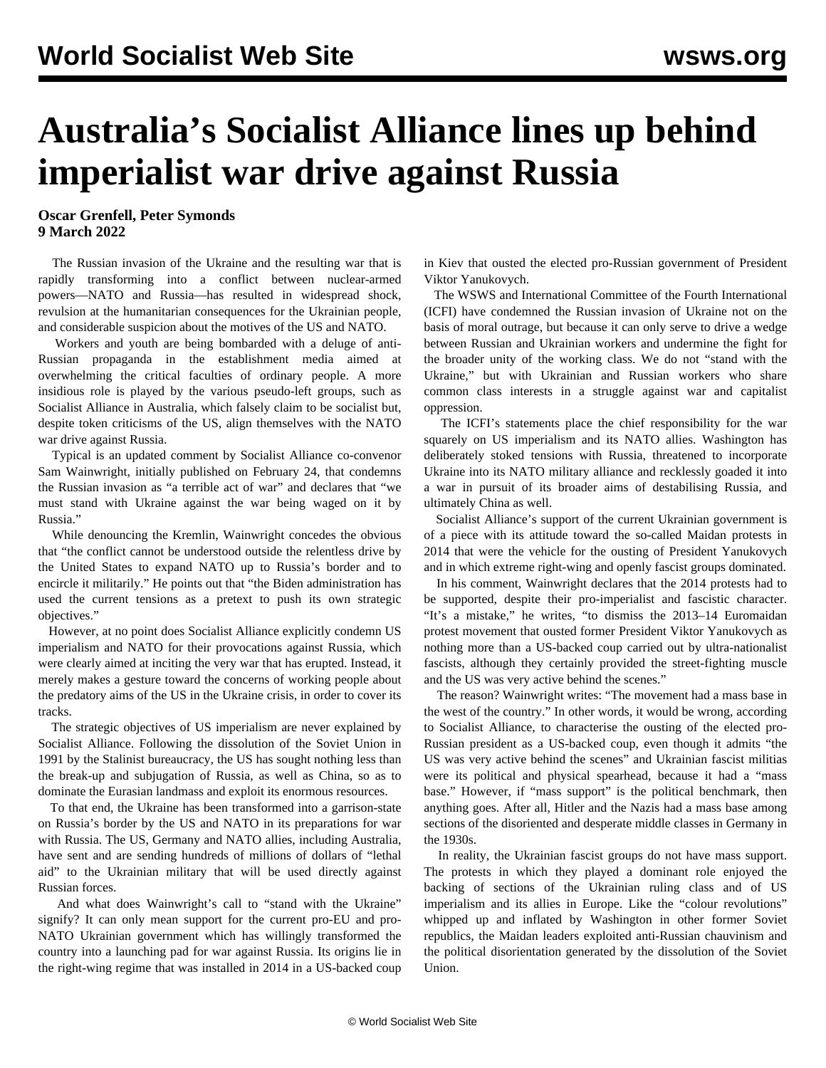# Australia's Socialist Alliance lines up behind imperialist war drive against Russia

**Oscar Grenfell, Peter Symonds**
**9 March 2022**

The Russian invasion of the Ukraine and the resulting war that is rapidly transforming into a conflict between nuclear-armed powers—NATO and Russia—has resulted in widespread shock, revulsion at the humanitarian consequences for the Ukrainian people, and considerable suspicion about the motives of the US and NATO.

Workers and youth are being bombarded with a deluge of anti-Russian propaganda in the establishment media aimed at overwhelming the critical faculties of ordinary people. A more insidious role is played by the various pseudo-left groups, such as Socialist Alliance in Australia, which falsely claim to be socialist but, despite token criticisms of the US, align themselves with the NATO war drive against Russia.

Typical is an updated comment by Socialist Alliance co-convenor Sam Wainwright, initially published on February 24, that condemns the Russian invasion as "a terrible act of war" and declares that "we must stand with Ukraine against the war being waged on it by Russia."

While denouncing the Kremlin, Wainwright concedes the obvious that "the conflict cannot be understood outside the relentless drive by the United States to expand NATO up to Russia's border and to encircle it militarily." He points out that "the Biden administration has used the current tensions as a pretext to push its own strategic objectives."

However, at no point does Socialist Alliance explicitly condemn US imperialism and NATO for their provocations against Russia, which were clearly aimed at inciting the very war that has erupted. Instead, it merely makes a gesture toward the concerns of working people about the predatory aims of the US in the Ukraine crisis, in order to cover its tracks.

The strategic objectives of US imperialism are never explained by Socialist Alliance. Following the dissolution of the Soviet Union in 1991 by the Stalinist bureaucracy, the US has sought nothing less than the break-up and subjugation of Russia, as well as China, so as to dominate the Eurasian landmass and exploit its enormous resources.

To that end, the Ukraine has been transformed into a garrison-state on Russia's border by the US and NATO in its preparations for war with Russia. The US, Germany and NATO allies, including Australia, have sent and are sending hundreds of millions of dollars of "lethal aid" to the Ukrainian military that will be used directly against Russian forces.

And what does Wainwright's call to "stand with the Ukraine" signify? It can only mean support for the current pro-EU and pro-NATO Ukrainian government which has willingly transformed the country into a launching pad for war against Russia. Its origins lie in the right-wing regime that was installed in 2014 in a US-backed coup in Kiev that ousted the elected pro-Russian government of President Viktor Yanukovych.

The WSWS and International Committee of the Fourth International (ICFI) have condemned the Russian invasion of Ukraine not on the basis of moral outrage, but because it can only serve to drive a wedge between Russian and Ukrainian workers and undermine the fight for the broader unity of the working class. We do not "stand with the Ukraine," but with Ukrainian and Russian workers who share common class interests in a struggle against war and capitalist oppression.

The ICFI's statements place the chief responsibility for the war squarely on US imperialism and its NATO allies. Washington has deliberately stoked tensions with Russia, threatened to incorporate Ukraine into its NATO military alliance and recklessly goaded it into a war in pursuit of its broader aims of destabilising Russia, and ultimately China as well.

Socialist Alliance's support of the current Ukrainian government is of a piece with its attitude toward the so-called Maidan protests in 2014 that were the vehicle for the ousting of President Yanukovych and in which extreme right-wing and openly fascist groups dominated.

In his comment, Wainwright declares that the 2014 protests had to be supported, despite their pro-imperialist and fascistic character. "It's a mistake," he writes, "to dismiss the 2013–14 Euromaidan protest movement that ousted former President Viktor Yanukovych as nothing more than a US-backed coup carried out by ultra-nationalist fascists, although they certainly provided the street-fighting muscle and the US was very active behind the scenes."

The reason? Wainwright writes: "The movement had a mass base in the west of the country." In other words, it would be wrong, according to Socialist Alliance, to characterise the ousting of the elected pro-Russian president as a US-backed coup, even though it admits "the US was very active behind the scenes" and Ukrainian fascist militias were its political and physical spearhead, because it had a "mass base." However, if "mass support" is the political benchmark, then anything goes. After all, Hitler and the Nazis had a mass base among sections of the disoriented and desperate middle classes in Germany in the 1930s.

In reality, the Ukrainian fascist groups do not have mass support. The protests in which they played a dominant role enjoyed the backing of sections of the Ukrainian ruling class and of US imperialism and its allies in Europe. Like the "colour revolutions" whipped up and inflated by Washington in other former Soviet republics, the Maidan leaders exploited anti-Russian chauvinism and the political disorientation generated by the dissolution of the Soviet Union.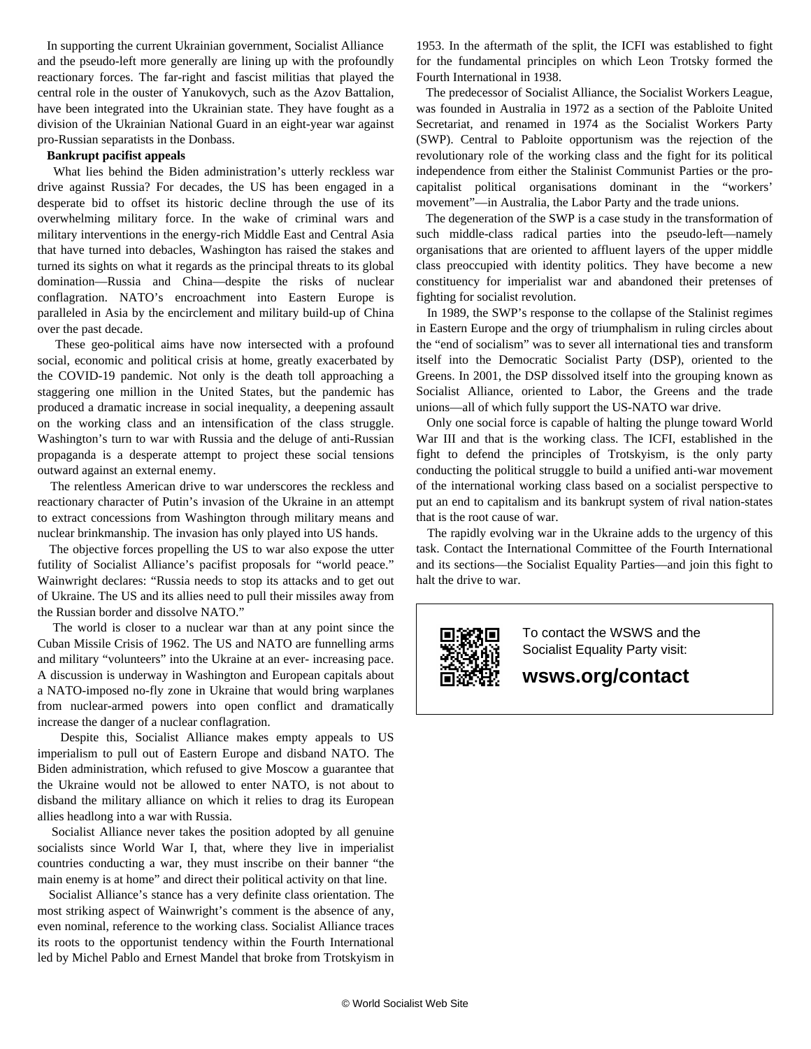In supporting the current Ukrainian government, Socialist Alliance and the pseudo-left more generally are lining up with the profoundly reactionary forces. The far-right and fascist militias that played the central role in the ouster of Yanukovych, such as the Azov Battalion, have been integrated into the Ukrainian state. They have fought as a division of the Ukrainian National Guard in an eight-year war against pro-Russian separatists in the Donbass.

**Bankrupt pacifist appeals**

What lies behind the Biden administration's utterly reckless war drive against Russia? For decades, the US has been engaged in a desperate bid to offset its historic decline through the use of its overwhelming military force. In the wake of criminal wars and military interventions in the energy-rich Middle East and Central Asia that have turned into debacles, Washington has raised the stakes and turned its sights on what it regards as the principal threats to its global domination—Russia and China—despite the risks of nuclear conflagration. NATO's encroachment into Eastern Europe is paralleled in Asia by the encirclement and military build-up of China over the past decade.

These geo-political aims have now intersected with a profound social, economic and political crisis at home, greatly exacerbated by the COVID-19 pandemic. Not only is the death toll approaching a staggering one million in the United States, but the pandemic has produced a dramatic increase in social inequality, a deepening assault on the working class and an intensification of the class struggle. Washington's turn to war with Russia and the deluge of anti-Russian propaganda is a desperate attempt to project these social tensions outward against an external enemy.

The relentless American drive to war underscores the reckless and reactionary character of Putin's invasion of the Ukraine in an attempt to extract concessions from Washington through military means and nuclear brinkmanship. The invasion has only played into US hands.

The objective forces propelling the US to war also expose the utter futility of Socialist Alliance's pacifist proposals for "world peace." Wainwright declares: "Russia needs to stop its attacks and to get out of Ukraine. The US and its allies need to pull their missiles away from the Russian border and dissolve NATO."

The world is closer to a nuclear war than at any point since the Cuban Missile Crisis of 1962. The US and NATO are funnelling arms and military "volunteers" into the Ukraine at an ever- increasing pace. A discussion is underway in Washington and European capitals about a NATO-imposed no-fly zone in Ukraine that would bring warplanes from nuclear-armed powers into open conflict and dramatically increase the danger of a nuclear conflagration.

Despite this, Socialist Alliance makes empty appeals to US imperialism to pull out of Eastern Europe and disband NATO. The Biden administration, which refused to give Moscow a guarantee that the Ukraine would not be allowed to enter NATO, is not about to disband the military alliance on which it relies to drag its European allies headlong into a war with Russia.

Socialist Alliance never takes the position adopted by all genuine socialists since World War I, that, where they live in imperialist countries conducting a war, they must inscribe on their banner "the main enemy is at home" and direct their political activity on that line.

Socialist Alliance's stance has a very definite class orientation. The most striking aspect of Wainwright's comment is the absence of any, even nominal, reference to the working class. Socialist Alliance traces its roots to the opportunist tendency within the Fourth International led by Michel Pablo and Ernest Mandel that broke from Trotskyism in 1953. In the aftermath of the split, the ICFI was established to fight for the fundamental principles on which Leon Trotsky formed the Fourth International in 1938.

The predecessor of Socialist Alliance, the Socialist Workers League, was founded in Australia in 1972 as a section of the Pabloite United Secretariat, and renamed in 1974 as the Socialist Workers Party (SWP). Central to Pabloite opportunism was the rejection of the revolutionary role of the working class and the fight for its political independence from either the Stalinist Communist Parties or the pro-capitalist political organisations dominant in the "workers' movement"—in Australia, the Labor Party and the trade unions.

The degeneration of the SWP is a case study in the transformation of such middle-class radical parties into the pseudo-left—namely organisations that are oriented to affluent layers of the upper middle class preoccupied with identity politics. They have become a new constituency for imperialist war and abandoned their pretenses of fighting for socialist revolution.

In 1989, the SWP's response to the collapse of the Stalinist regimes in Eastern Europe and the orgy of triumphalism in ruling circles about the "end of socialism" was to sever all international ties and transform itself into the Democratic Socialist Party (DSP), oriented to the Greens. In 2001, the DSP dissolved itself into the grouping known as Socialist Alliance, oriented to Labor, the Greens and the trade unions—all of which fully support the US-NATO war drive.

Only one social force is capable of halting the plunge toward World War III and that is the working class. The ICFI, established in the fight to defend the principles of Trotskyism, is the only party conducting the political struggle to build a unified anti-war movement of the international working class based on a socialist perspective to put an end to capitalism and its bankrupt system of rival nation-states that is the root cause of war.

The rapidly evolving war in the Ukraine adds to the urgency of this task. Contact the International Committee of the Fourth International and its sections—the Socialist Equality Parties—and join this fight to halt the drive to war.

To contact the WSWS and the Socialist Equality Party visit:

**wsws.org/contact**